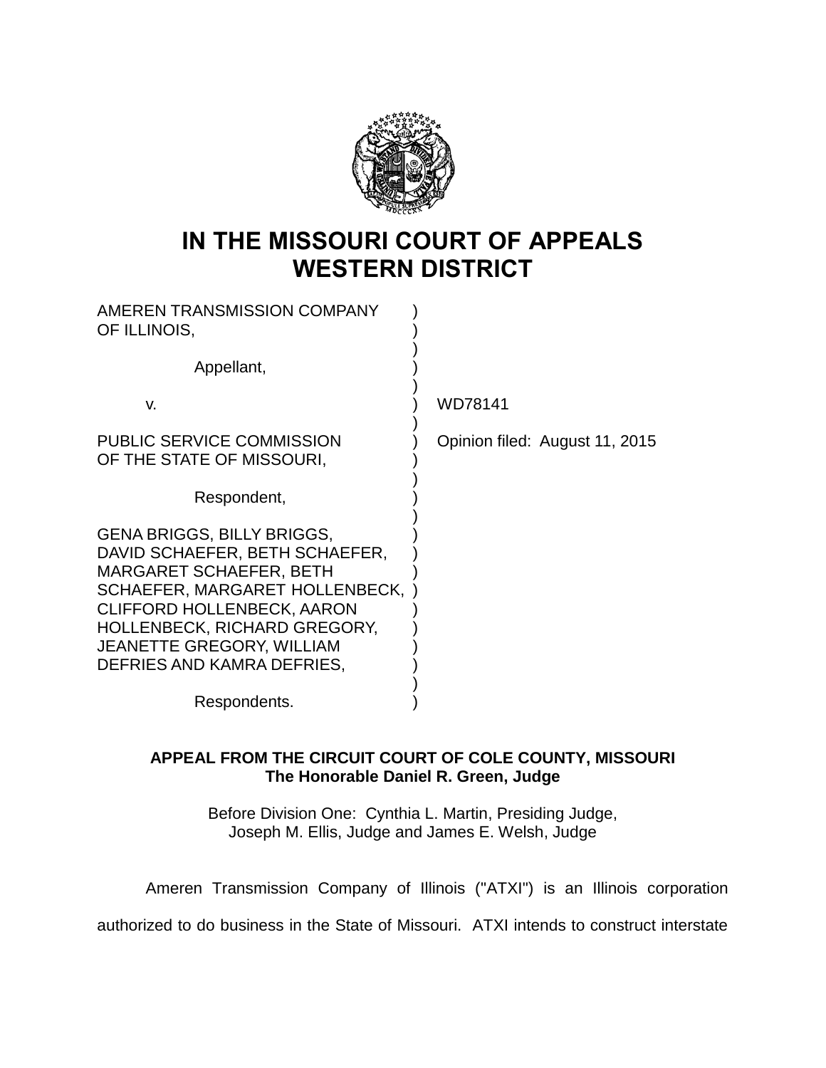# IN THE MISSOURI COURT OF APPEALS
# WESTERN DISTRICT

| | | |
|---|---|---|
| AMEREN TRANSMISSION COMPANY OF ILLINOIS, | ) | |
| Appellant, | ) | |
| v. | ) | WD78141 |
| PUBLIC SERVICE COMMISSION OF THE STATE OF MISSOURI, | ) | Opinion filed: August 11, 2015 |
| Respondent, | ) | |
| GENA BRIGGS, BILLY BRIGGS, DAVID SCHAEFER, BETH SCHAEFER, MARGARET SCHAEFER, BETH SCHAEFER, MARGARET HOLLENBECK, CLIFFORD HOLLENBECK, AARON HOLLENBECK, RICHARD GREGORY, JEANETTE GREGORY, WILLIAM DEFRIES AND KAMRA DEFRIES, | ) | |
| Respondents. | ) | |

**APPEAL FROM THE CIRCUIT COURT OF COLE COUNTY, MISSOURI**
**The Honorable Daniel R. Green, Judge**

Before Division One: Cynthia L. Martin, Presiding Judge, Joseph M. Ellis, Judge and James E. Welsh, Judge

Ameren Transmission Company of Illinois ("ATXI") is an Illinois corporation authorized to do business in the State of Missouri. ATXI intends to construct interstate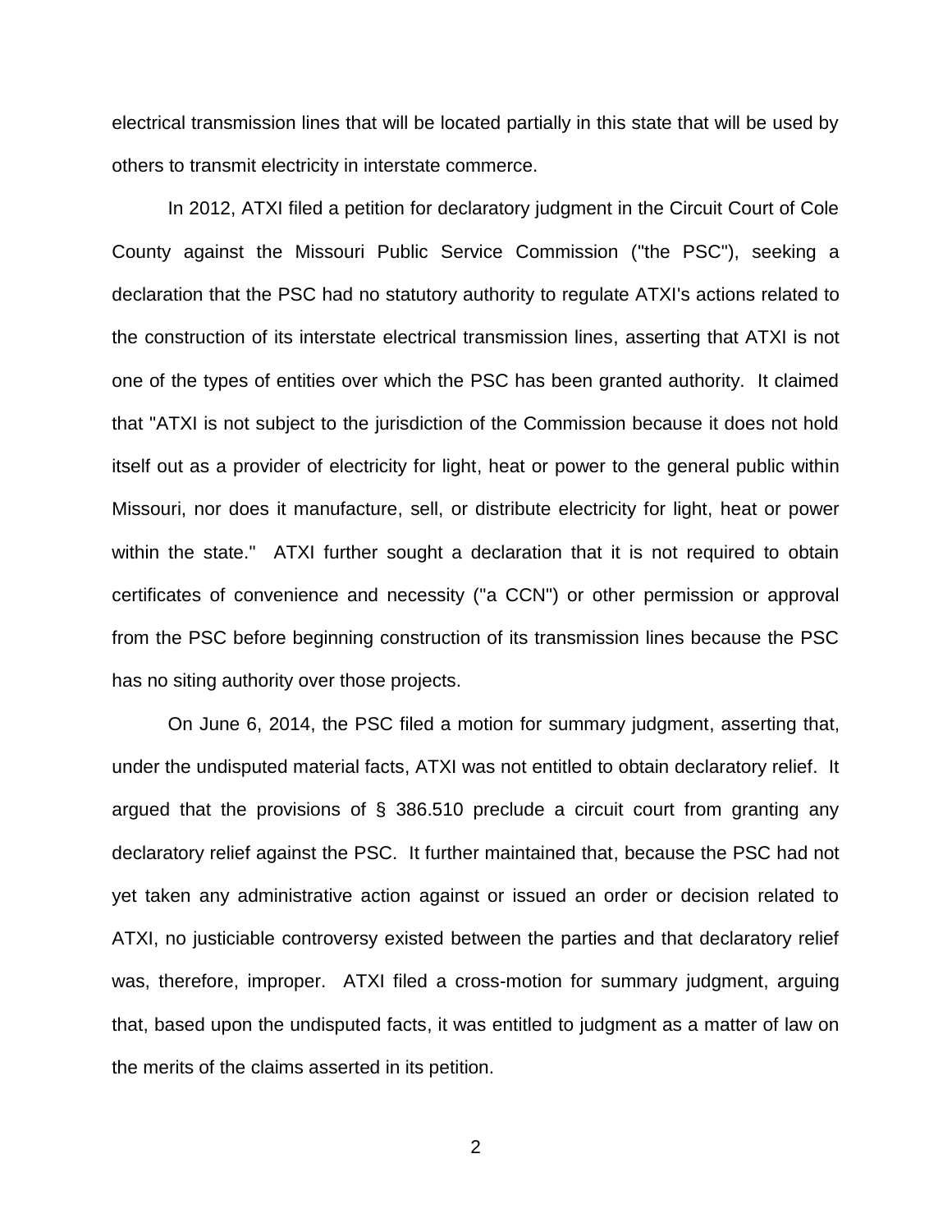electrical transmission lines that will be located partially in this state that will be used by others to transmit electricity in interstate commerce.

In 2012, ATXI filed a petition for declaratory judgment in the Circuit Court of Cole County against the Missouri Public Service Commission ("the PSC"), seeking a declaration that the PSC had no statutory authority to regulate ATXI's actions related to the construction of its interstate electrical transmission lines, asserting that ATXI is not one of the types of entities over which the PSC has been granted authority. It claimed that "ATXI is not subject to the jurisdiction of the Commission because it does not hold itself out as a provider of electricity for light, heat or power to the general public within Missouri, nor does it manufacture, sell, or distribute electricity for light, heat or power within the state." ATXI further sought a declaration that it is not required to obtain certificates of convenience and necessity ("a CCN") or other permission or approval from the PSC before beginning construction of its transmission lines because the PSC has no siting authority over those projects.

On June 6, 2014, the PSC filed a motion for summary judgment, asserting that, under the undisputed material facts, ATXI was not entitled to obtain declaratory relief. It argued that the provisions of § 386.510 preclude a circuit court from granting any declaratory relief against the PSC. It further maintained that, because the PSC had not yet taken any administrative action against or issued an order or decision related to ATXI, no justiciable controversy existed between the parties and that declaratory relief was, therefore, improper. ATXI filed a cross-motion for summary judgment, arguing that, based upon the undisputed facts, it was entitled to judgment as a matter of law on the merits of the claims asserted in its petition.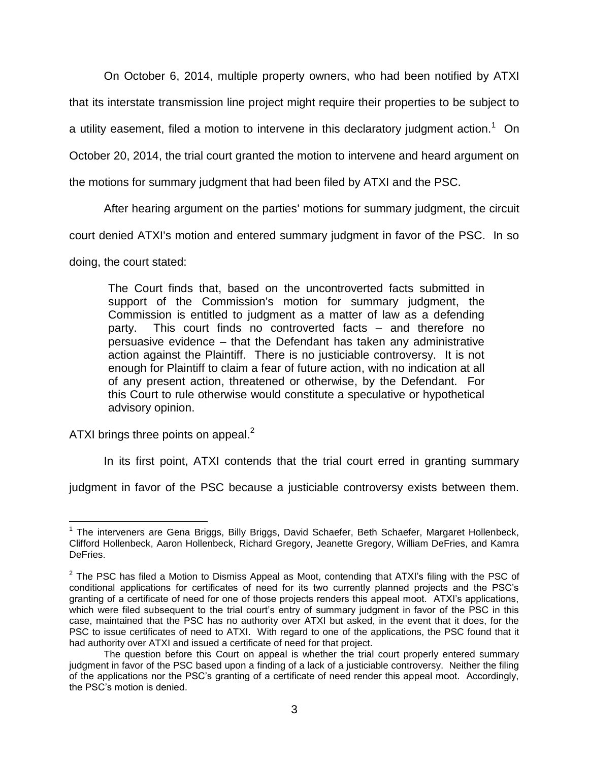On October 6, 2014, multiple property owners, who had been notified by ATXI that its interstate transmission line project might require their properties to be subject to a utility easement, filed a motion to intervene in this declaratory judgment action.[1] On October 20, 2014, the trial court granted the motion to intervene and heard argument on the motions for summary judgment that had been filed by ATXI and the PSC.

After hearing argument on the parties' motions for summary judgment, the circuit court denied ATXI's motion and entered summary judgment in favor of the PSC. In so doing, the court stated:

> The Court finds that, based on the uncontroverted facts submitted in support of the Commission's motion for summary judgment, the Commission is entitled to judgment as a matter of law as a defending party. This court finds no controverted facts – and therefore no persuasive evidence – that the Defendant has taken any administrative action against the Plaintiff. There is no justiciable controversy. It is not enough for Plaintiff to claim a fear of future action, with no indication at all of any present action, threatened or otherwise, by the Defendant. For this Court to rule otherwise would constitute a speculative or hypothetical advisory opinion.

ATXI brings three points on appeal.[2]

In its first point, ATXI contends that the trial court erred in granting summary judgment in favor of the PSC because a justiciable controversy exists between them.

---

[1] The interveners are Gena Briggs, Billy Briggs, David Schaefer, Beth Schaefer, Margaret Hollenbeck, Clifford Hollenbeck, Aaron Hollenbeck, Richard Gregory, Jeanette Gregory, William DeFries, and Kamra DeFries.

[2] The PSC has filed a Motion to Dismiss Appeal as Moot, contending that ATXI's filing with the PSC of conditional applications for certificates of need for its two currently planned projects and the PSC's granting of a certificate of need for one of those projects renders this appeal moot. ATXI's applications, which were filed subsequent to the trial court's entry of summary judgment in favor of the PSC in this case, maintained that the PSC has no authority over ATXI but asked, in the event that it does, for the PSC to issue certificates of need to ATXI. With regard to one of the applications, the PSC found that it had authority over ATXI and issued a certificate of need for that project.

The question before this Court on appeal is whether the trial court properly entered summary judgment in favor of the PSC based upon a finding of a lack of a justiciable controversy. Neither the filing of the applications nor the PSC's granting of a certificate of need render this appeal moot. Accordingly, the PSC's motion is denied.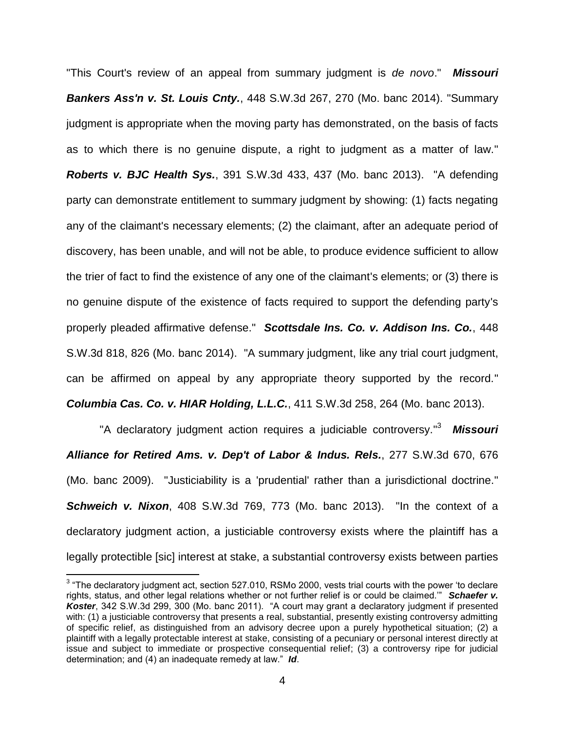"This Court's review of an appeal from summary judgment is *de novo*." ***Missouri Bankers Ass'n v. St. Louis Cnty.***, 448 S.W.3d 267, 270 (Mo. banc 2014). "Summary judgment is appropriate when the moving party has demonstrated, on the basis of facts as to which there is no genuine dispute, a right to judgment as a matter of law." ***Roberts v. BJC Health Sys.***, 391 S.W.3d 433, 437 (Mo. banc 2013). "A defending party can demonstrate entitlement to summary judgment by showing: (1) facts negating any of the claimant's necessary elements; (2) the claimant, after an adequate period of discovery, has been unable, and will not be able, to produce evidence sufficient to allow the trier of fact to find the existence of any one of the claimant's elements; or (3) there is no genuine dispute of the existence of facts required to support the defending party's properly pleaded affirmative defense." ***Scottsdale Ins. Co. v. Addison Ins. Co.***, 448 S.W.3d 818, 826 (Mo. banc 2014). "A summary judgment, like any trial court judgment, can be affirmed on appeal by any appropriate theory supported by the record." ***Columbia Cas. Co. v. HIAR Holding, L.L.C.***, 411 S.W.3d 258, 264 (Mo. banc 2013).

"A declaratory judgment action requires a judiciable controversy."[3] ***Missouri Alliance for Retired Ams. v. Dep't of Labor & Indus. Rels.***, 277 S.W.3d 670, 676 (Mo. banc 2009). "Justiciability is a 'prudential' rather than a jurisdictional doctrine." ***Schweich v. Nixon***, 408 S.W.3d 769, 773 (Mo. banc 2013). "In the context of a declaratory judgment action, a justiciable controversy exists where the plaintiff has a legally protectible [sic] interest at stake, a substantial controversy exists between parties

---

[3] "The declaratory judgment act, section 527.010, RSMo 2000, vests trial courts with the power 'to declare rights, status, and other legal relations whether or not further relief is or could be claimed.'" ***Schaefer v. Koster***, 342 S.W.3d 299, 300 (Mo. banc 2011). "A court may grant a declaratory judgment if presented with: (1) a justiciable controversy that presents a real, substantial, presently existing controversy admitting of specific relief, as distinguished from an advisory decree upon a purely hypothetical situation; (2) a plaintiff with a legally protectable interest at stake, consisting of a pecuniary or personal interest directly at issue and subject to immediate or prospective consequential relief; (3) a controversy ripe for judicial determination; and (4) an inadequate remedy at law." ***Id***.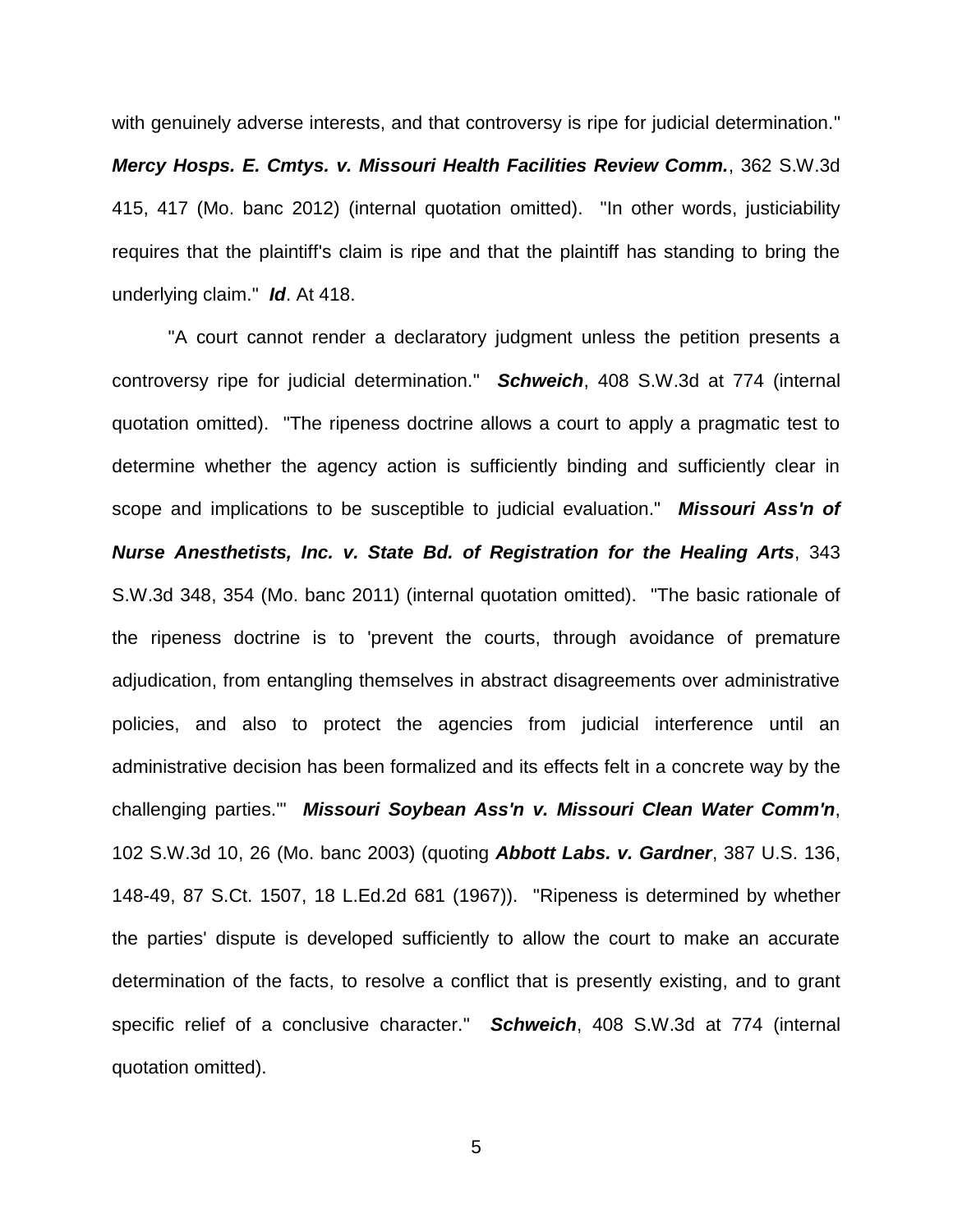with genuinely adverse interests, and that controversy is ripe for judicial determination." ***Mercy Hosps. E. Cmtys. v. Missouri Health Facilities Review Comm.***, 362 S.W.3d 415, 417 (Mo. banc 2012) (internal quotation omitted). "In other words, justiciability requires that the plaintiff's claim is ripe and that the plaintiff has standing to bring the underlying claim." ***Id***. At 418.

"A court cannot render a declaratory judgment unless the petition presents a controversy ripe for judicial determination." ***Schweich***, 408 S.W.3d at 774 (internal quotation omitted). "The ripeness doctrine allows a court to apply a pragmatic test to determine whether the agency action is sufficiently binding and sufficiently clear in scope and implications to be susceptible to judicial evaluation." ***Missouri Ass'n of Nurse Anesthetists, Inc. v. State Bd. of Registration for the Healing Arts***, 343 S.W.3d 348, 354 (Mo. banc 2011) (internal quotation omitted). "The basic rationale of the ripeness doctrine is to 'prevent the courts, through avoidance of premature adjudication, from entangling themselves in abstract disagreements over administrative policies, and also to protect the agencies from judicial interference until an administrative decision has been formalized and its effects felt in a concrete way by the challenging parties.'" ***Missouri Soybean Ass'n v. Missouri Clean Water Comm'n***, 102 S.W.3d 10, 26 (Mo. banc 2003) (quoting ***Abbott Labs. v. Gardner***, 387 U.S. 136, 148-49, 87 S.Ct. 1507, 18 L.Ed.2d 681 (1967)). "Ripeness is determined by whether the parties' dispute is developed sufficiently to allow the court to make an accurate determination of the facts, to resolve a conflict that is presently existing, and to grant specific relief of a conclusive character." ***Schweich***, 408 S.W.3d at 774 (internal quotation omitted).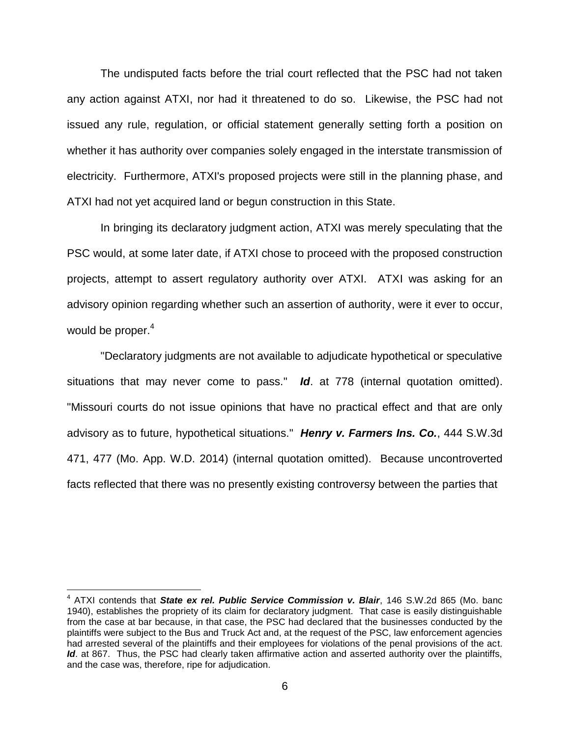The undisputed facts before the trial court reflected that the PSC had not taken any action against ATXI, nor had it threatened to do so. Likewise, the PSC had not issued any rule, regulation, or official statement generally setting forth a position on whether it has authority over companies solely engaged in the interstate transmission of electricity. Furthermore, ATXI's proposed projects were still in the planning phase, and ATXI had not yet acquired land or begun construction in this State.

In bringing its declaratory judgment action, ATXI was merely speculating that the PSC would, at some later date, if ATXI chose to proceed with the proposed construction projects, attempt to assert regulatory authority over ATXI. ATXI was asking for an advisory opinion regarding whether such an assertion of authority, were it ever to occur, would be proper.[4]

"Declaratory judgments are not available to adjudicate hypothetical or speculative situations that may never come to pass." ***Id***. at 778 (internal quotation omitted). "Missouri courts do not issue opinions that have no practical effect and that are only advisory as to future, hypothetical situations." ***Henry v. Farmers Ins. Co.***, 444 S.W.3d 471, 477 (Mo. App. W.D. 2014) (internal quotation omitted). Because uncontroverted facts reflected that there was no presently existing controversy between the parties that

---

[4] ATXI contends that ***State ex rel. Public Service Commission v. Blair***, 146 S.W.2d 865 (Mo. banc 1940), establishes the propriety of its claim for declaratory judgment. That case is easily distinguishable from the case at bar because, in that case, the PSC had declared that the businesses conducted by the plaintiffs were subject to the Bus and Truck Act and, at the request of the PSC, law enforcement agencies had arrested several of the plaintiffs and their employees for violations of the penal provisions of the act. ***Id***. at 867. Thus, the PSC had clearly taken affirmative action and asserted authority over the plaintiffs, and the case was, therefore, ripe for adjudication.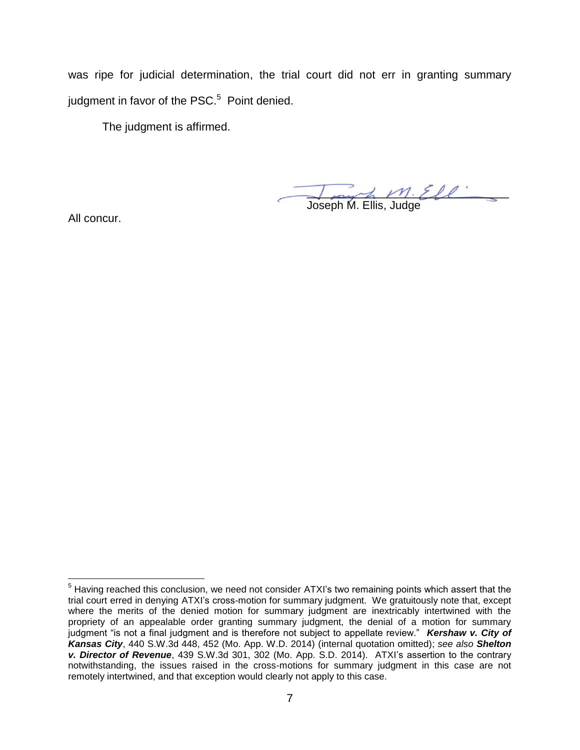was ripe for judicial determination, the trial court did not err in granting summary judgment in favor of the PSC.[5] Point denied.

The judgment is affirmed.

Joseph M. Ellis, Judge

All concur.

---

[5] Having reached this conclusion, we need not consider ATXI's two remaining points which assert that the trial court erred in denying ATXI's cross-motion for summary judgment. We gratuitously note that, except where the merits of the denied motion for summary judgment are inextricably intertwined with the propriety of an appealable order granting summary judgment, the denial of a motion for summary judgment "is not a final judgment and is therefore not subject to appellate review." ***Kershaw v. City of Kansas City***, 440 S.W.3d 448, 452 (Mo. App. W.D. 2014) (internal quotation omitted); *see also* ***Shelton v. Director of Revenue***, 439 S.W.3d 301, 302 (Mo. App. S.D. 2014). ATXI's assertion to the contrary notwithstanding, the issues raised in the cross-motions for summary judgment in this case are not remotely intertwined, and that exception would clearly not apply to this case.